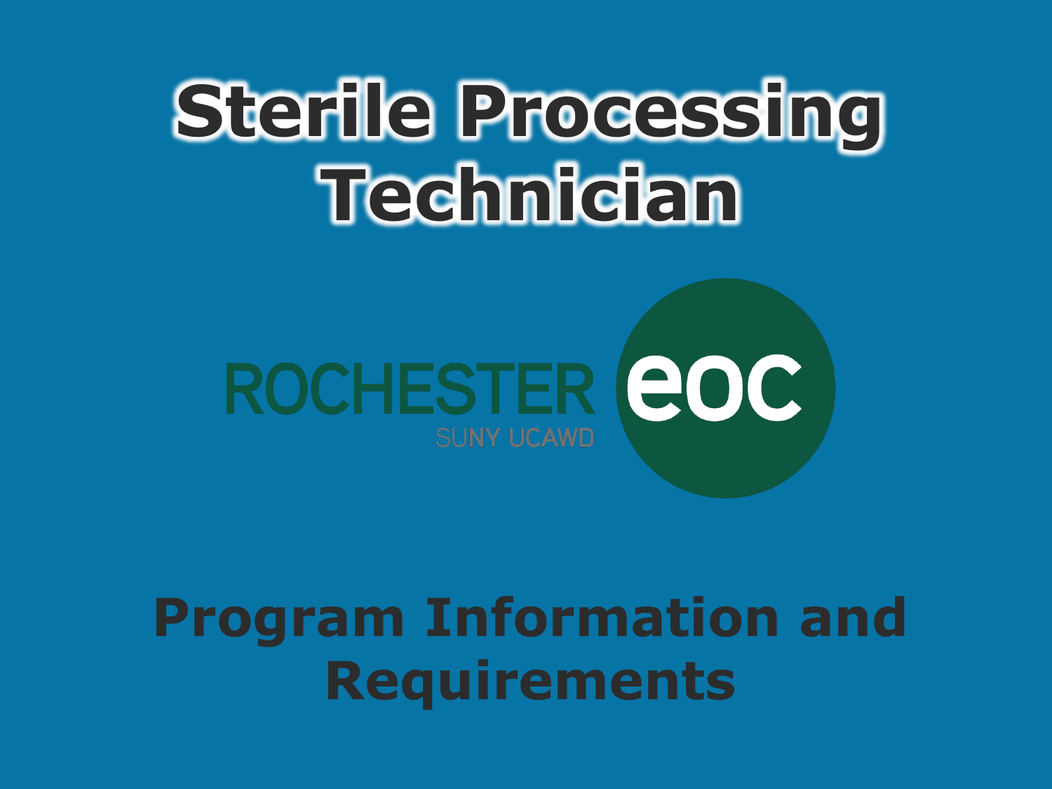# Sterile Processing Technician

ROCHESTER eoc

SUNY UCAWD

## Program Information and Requirements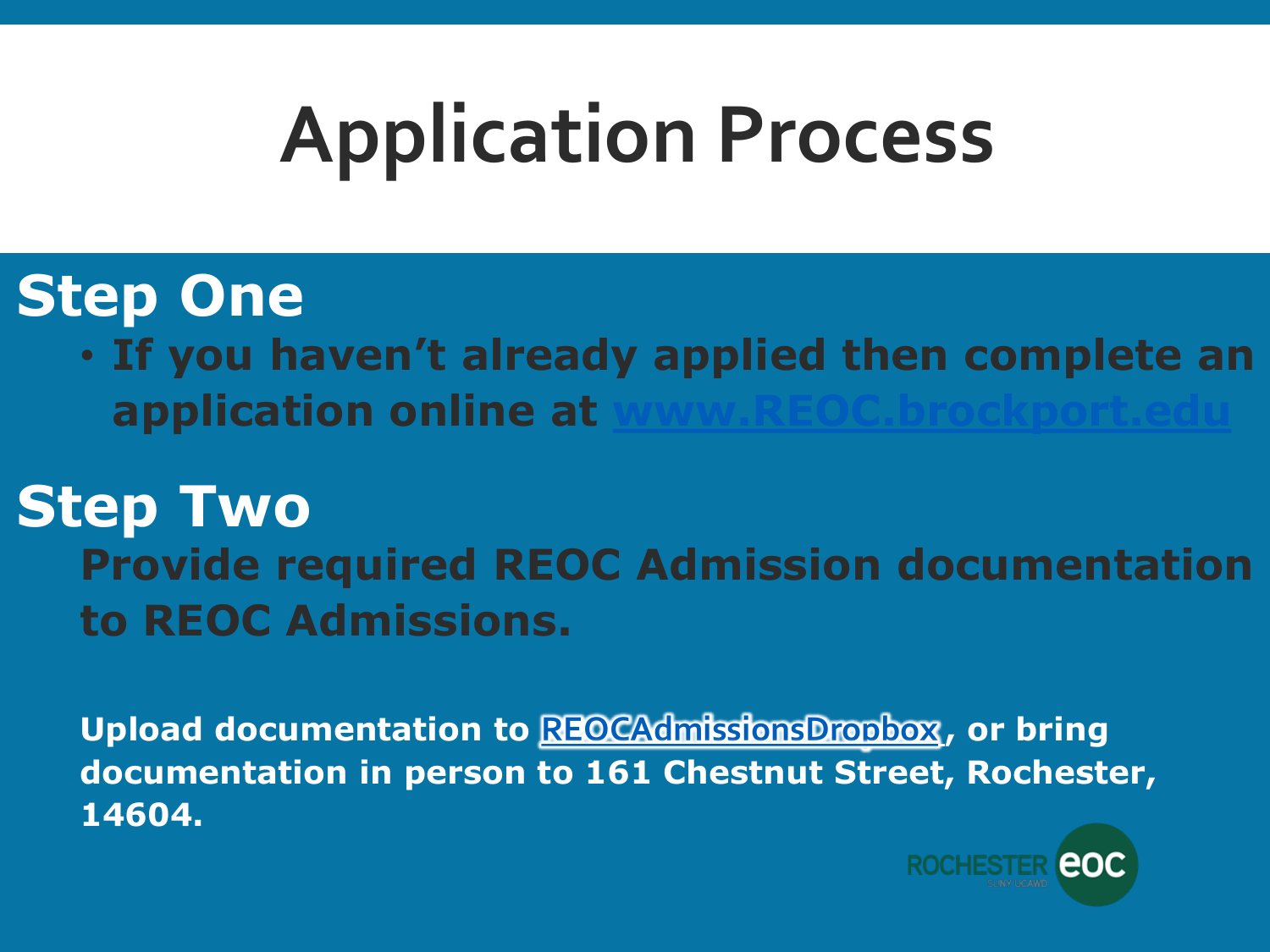# Application Process

## Step One

- **If you haven't already applied then complete an application online at www.REOC.brockport.edu**

## Step Two

**Provide required REOC Admission documentation to REOC Admissions.**

**Upload documentation to REOCAdmissionsDropbox, or bring documentation in person to 161 Chestnut Street, Rochester, 14604.**

ROCHESTER eoc
SUNY UCAWD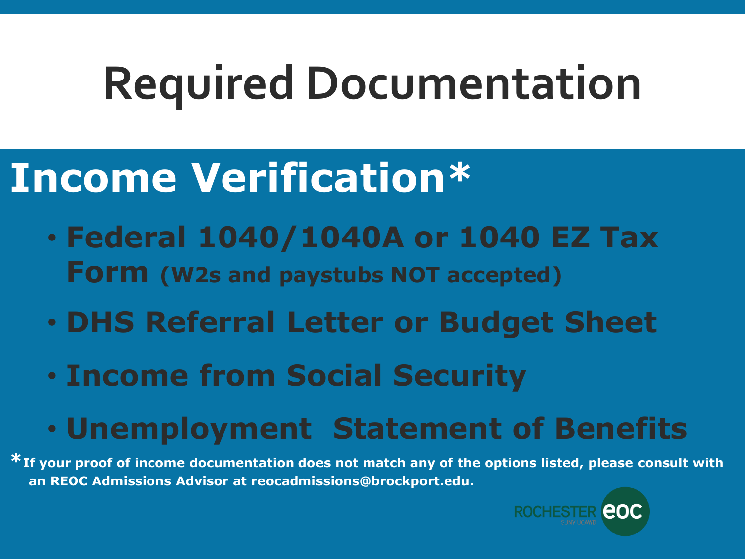# Required Documentation

## Income Verification*

- **Federal 1040/1040A or 1040 EZ Tax Form (W2s and paystubs NOT accepted)**
- **DHS Referral Letter or Budget Sheet**
- **Income from Social Security**
- **Unemployment Statement of Benefits**

***If your proof of income documentation does not match any of the options listed, please consult with an REOC Admissions Advisor at reocadmissions@brockport.edu.**

ROCHESTER eoc SUNY UCAWD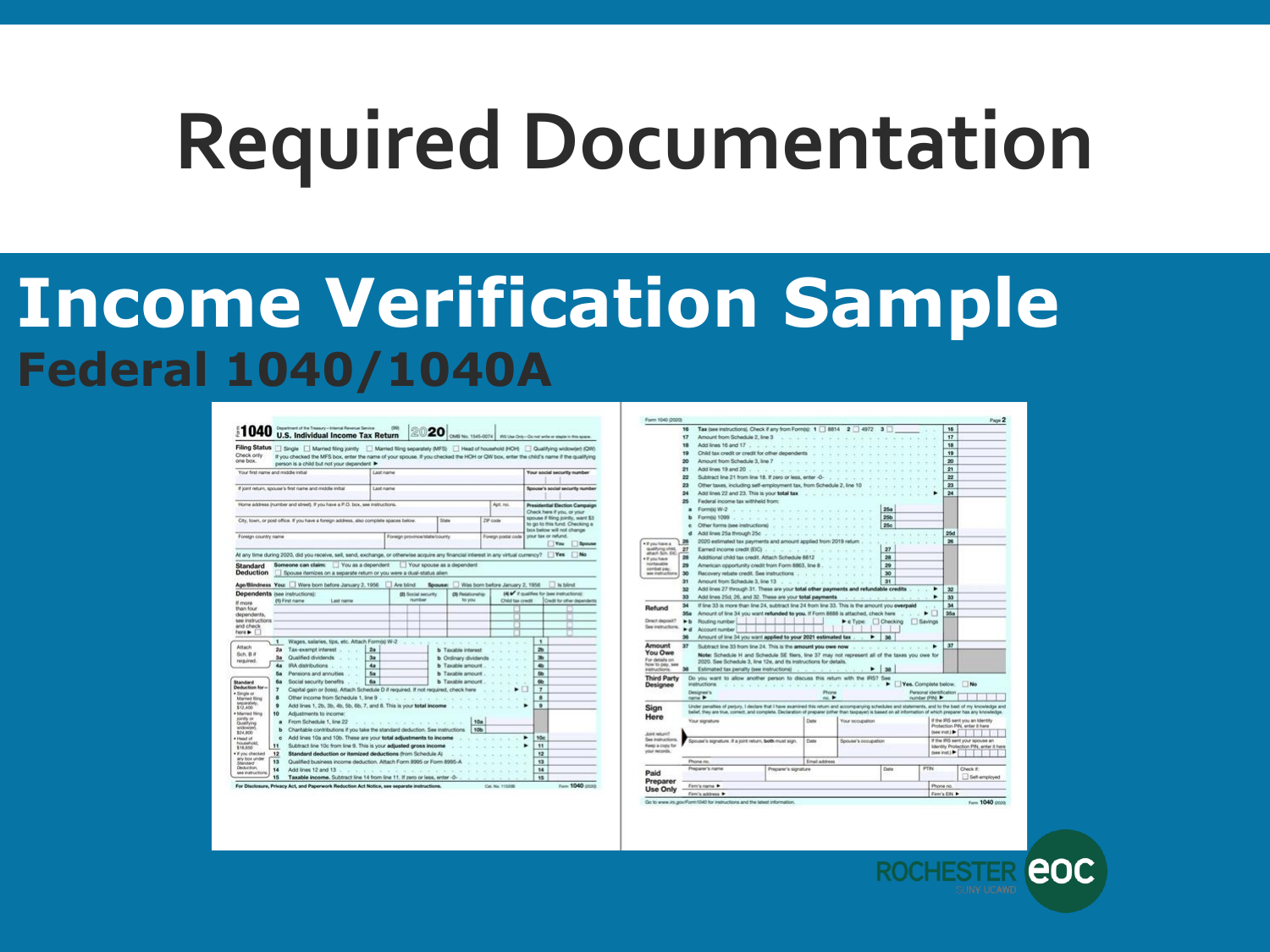# Required Documentation

## Income Verification Sample

### Federal 1040/1040A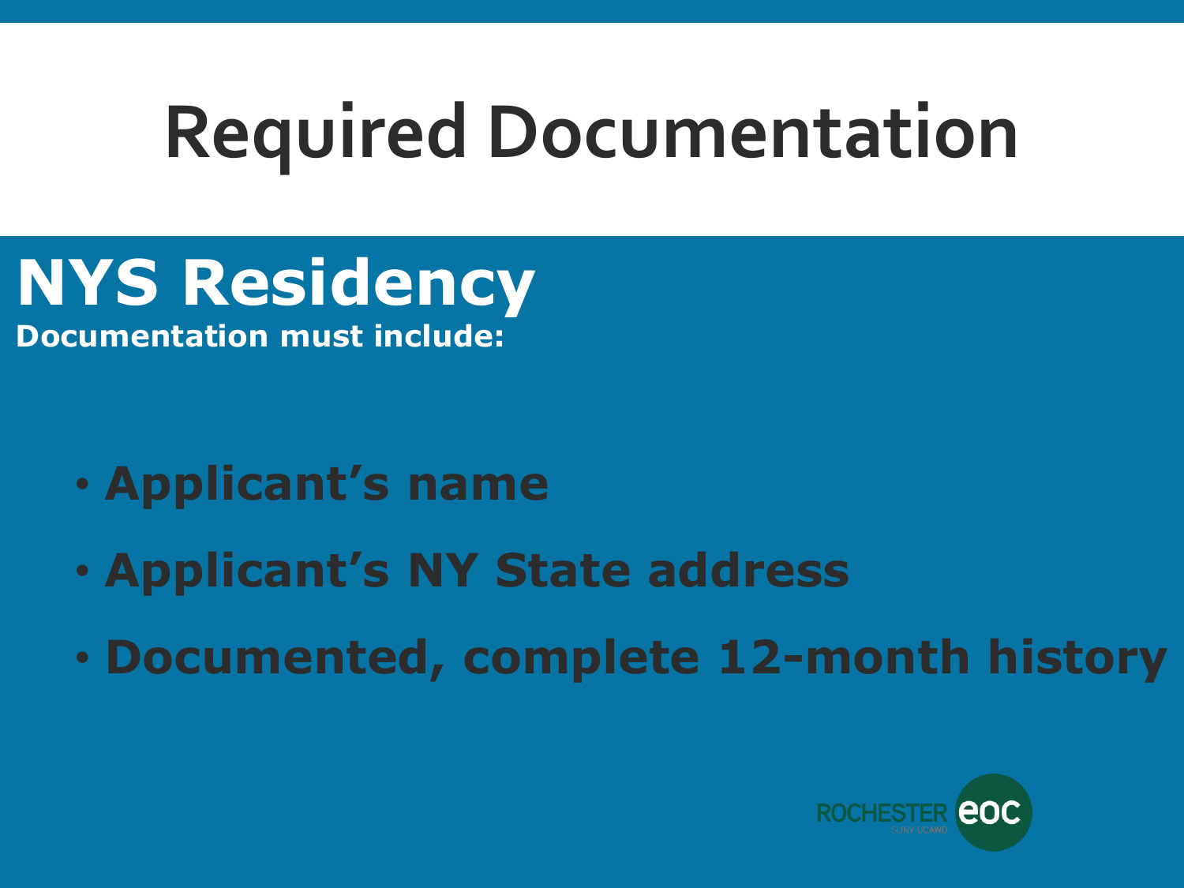# Required Documentation

## NYS Residency

**Documentation must include:**

- **Applicant's name**
- **Applicant's NY State address**
- **Documented, complete 12-month history**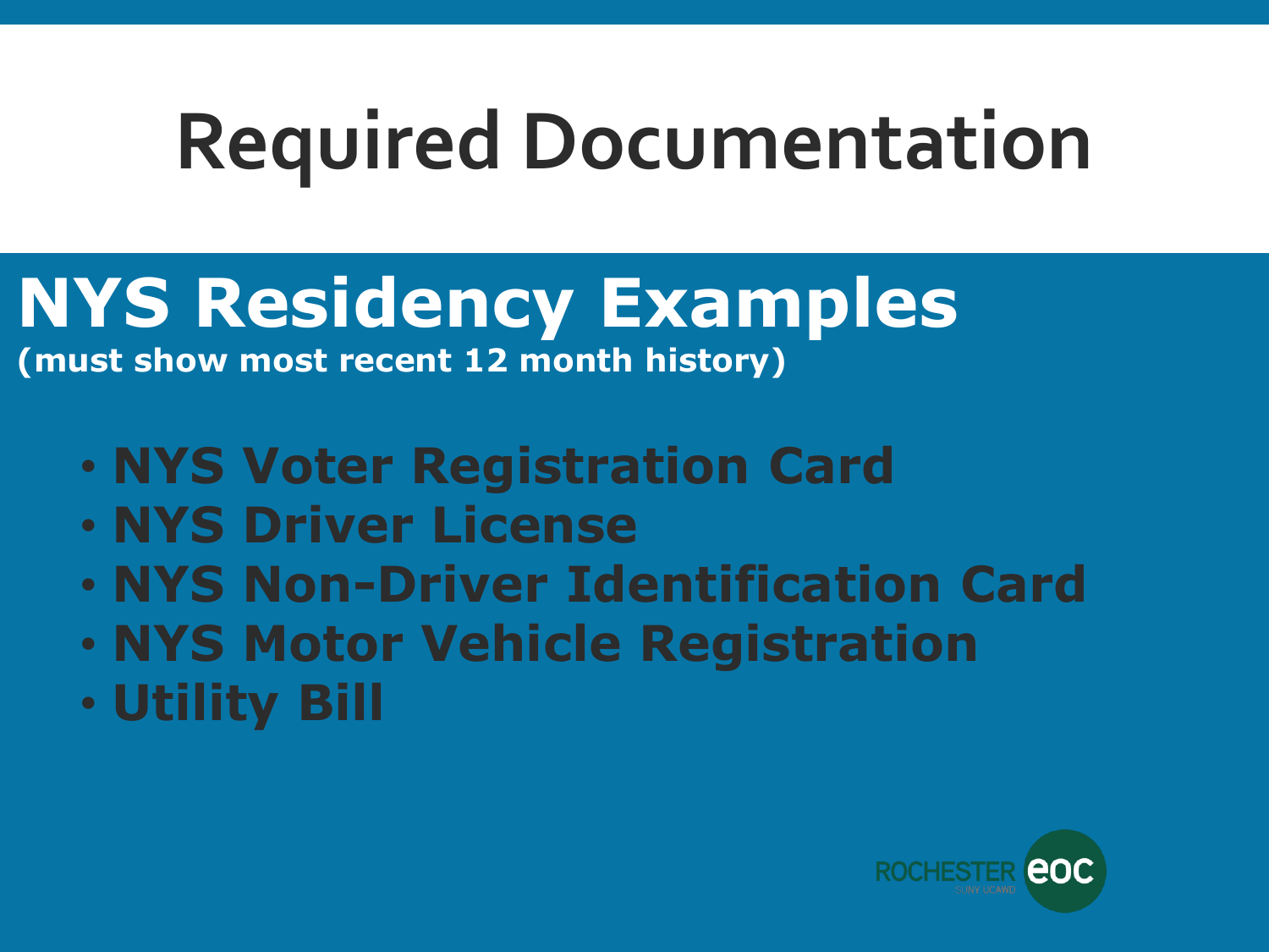# Required Documentation

## NYS Residency Examples

**(must show most recent 12 month history)**

- **NYS Voter Registration Card**
- **NYS Driver License**
- **NYS Non-Driver Identification Card**
- **NYS Motor Vehicle Registration**
- **Utility Bill**

ROCHESTER eoc SUNY UCAWD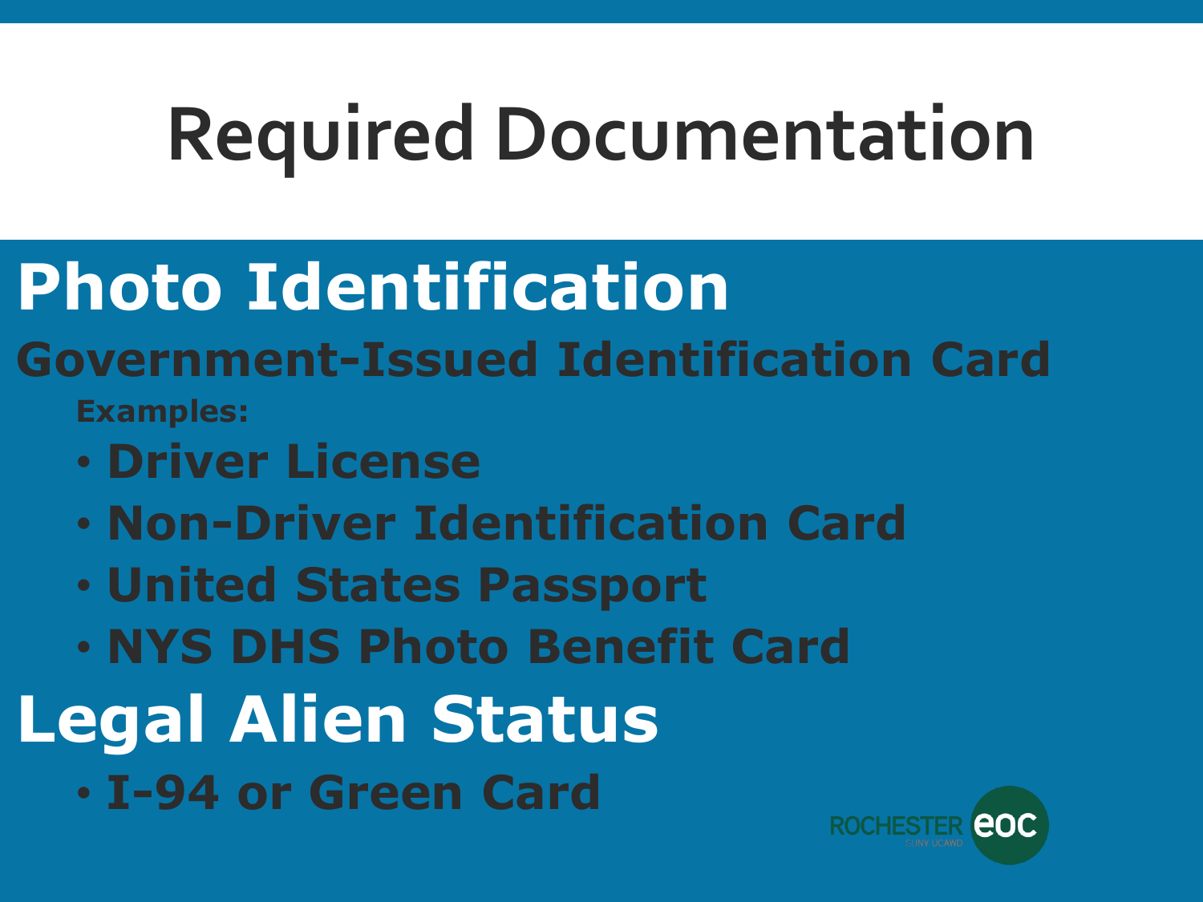# Required Documentation

## Photo Identification

### Government-Issued Identification Card

**Examples:**

- **Driver License**
- **Non-Driver Identification Card**
- **United States Passport**
- **NYS DHS Photo Benefit Card**

## Legal Alien Status

- **I-94 or Green Card**

ROCHESTER eoc
SUNY UCAWD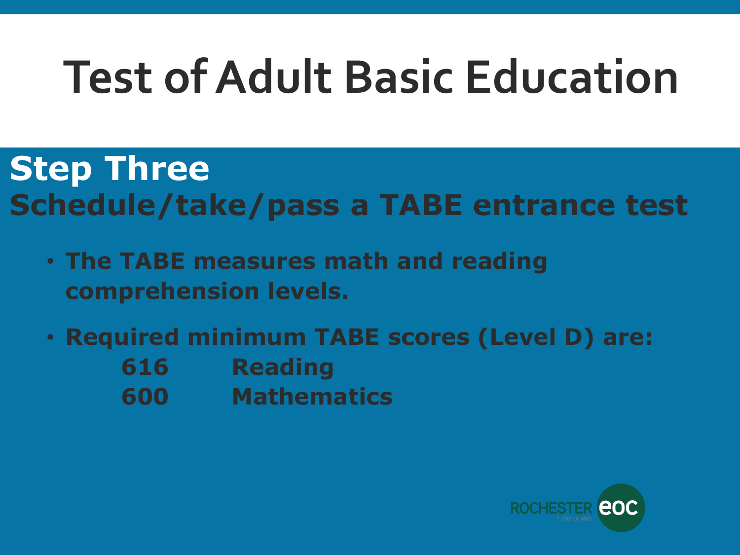# Test of Adult Basic Education

## Step Three

**Schedule/take/pass a TABE entrance test**

- **The TABE measures math and reading comprehension levels.**
- **Required minimum TABE scores (Level D) are:**

| | |
|---|---|
| **616** | **Reading** |
| **600** | **Mathematics** |

ROCHESTER eoc
SUNY UCAWD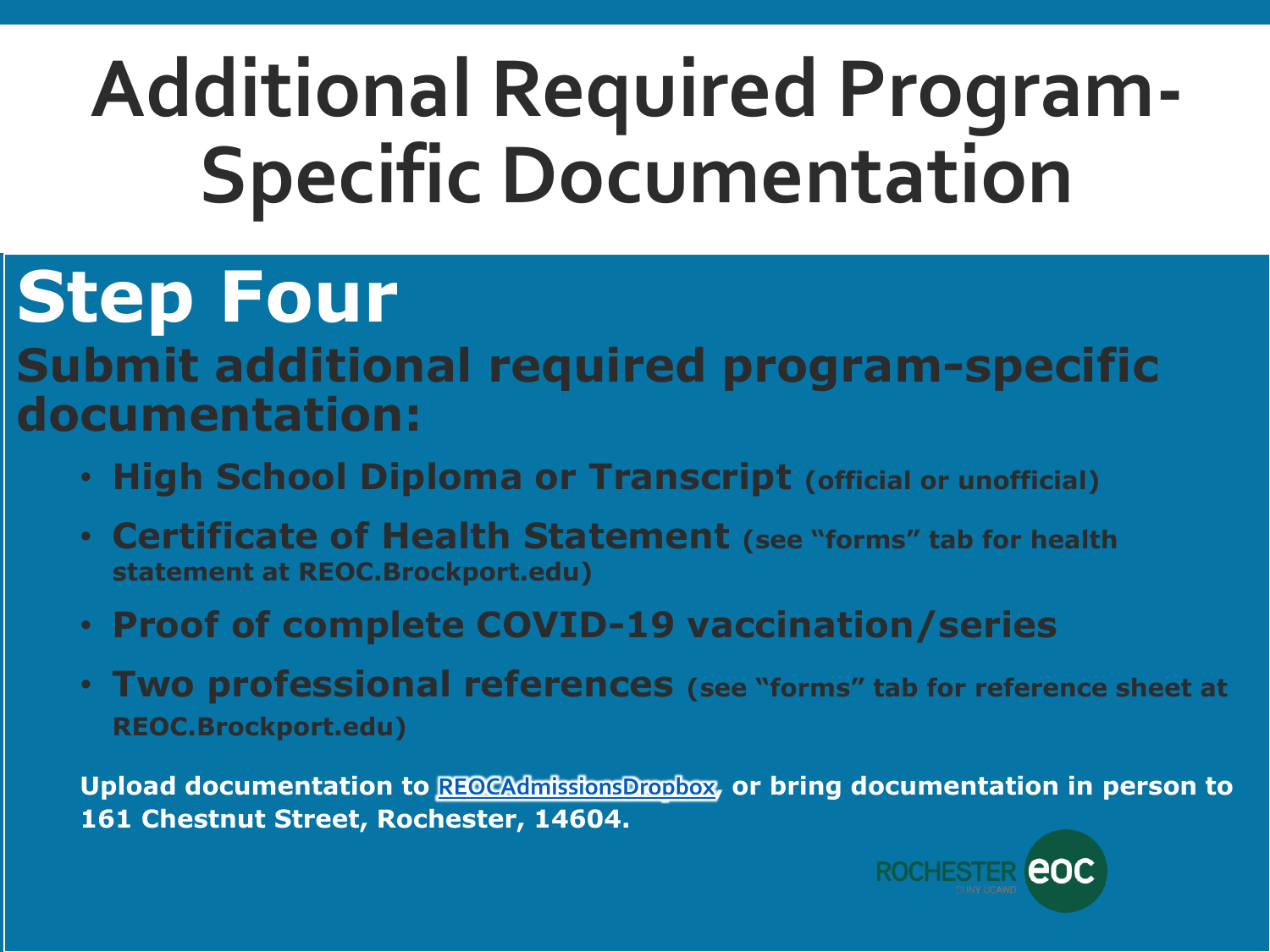# Additional Required Program-Specific Documentation

## Step Four

### Submit additional required program-specific documentation:

- **High School Diploma or Transcript** (official or unofficial)
- **Certificate of Health Statement** (see "forms" tab for health statement at REOC.Brockport.edu)
- **Proof of complete COVID-19 vaccination/series**
- **Two professional references** (see "forms" tab for reference sheet at REOC.Brockport.edu)

**Upload documentation to REOCAdmissionsDropbox, or bring documentation in person to 161 Chestnut Street, Rochester, 14604.**

ROCHESTER eoc
SUNY UCAWD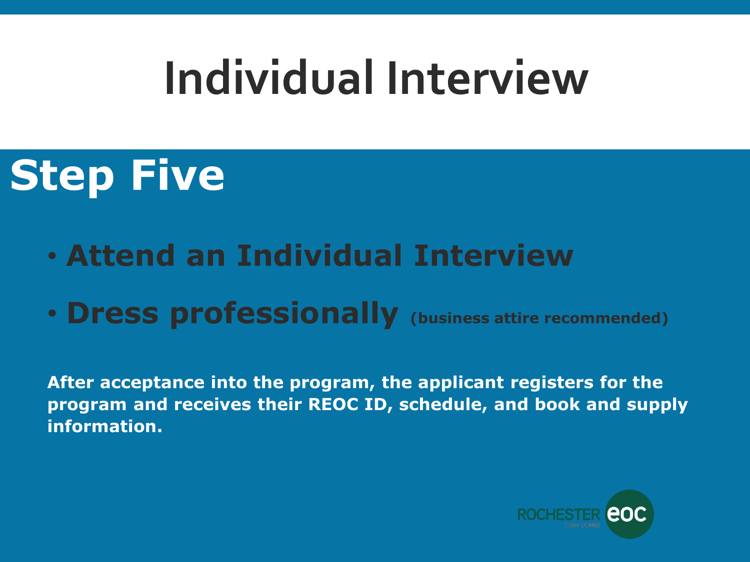# Individual Interview

## Step Five

- **Attend an Individual Interview**
- **Dress professionally** **(business attire recommended)**

**After acceptance into the program, the applicant registers for the program and receives their REOC ID, schedule, and book and supply information.**

ROCHESTER eoc
SUNY UCAWD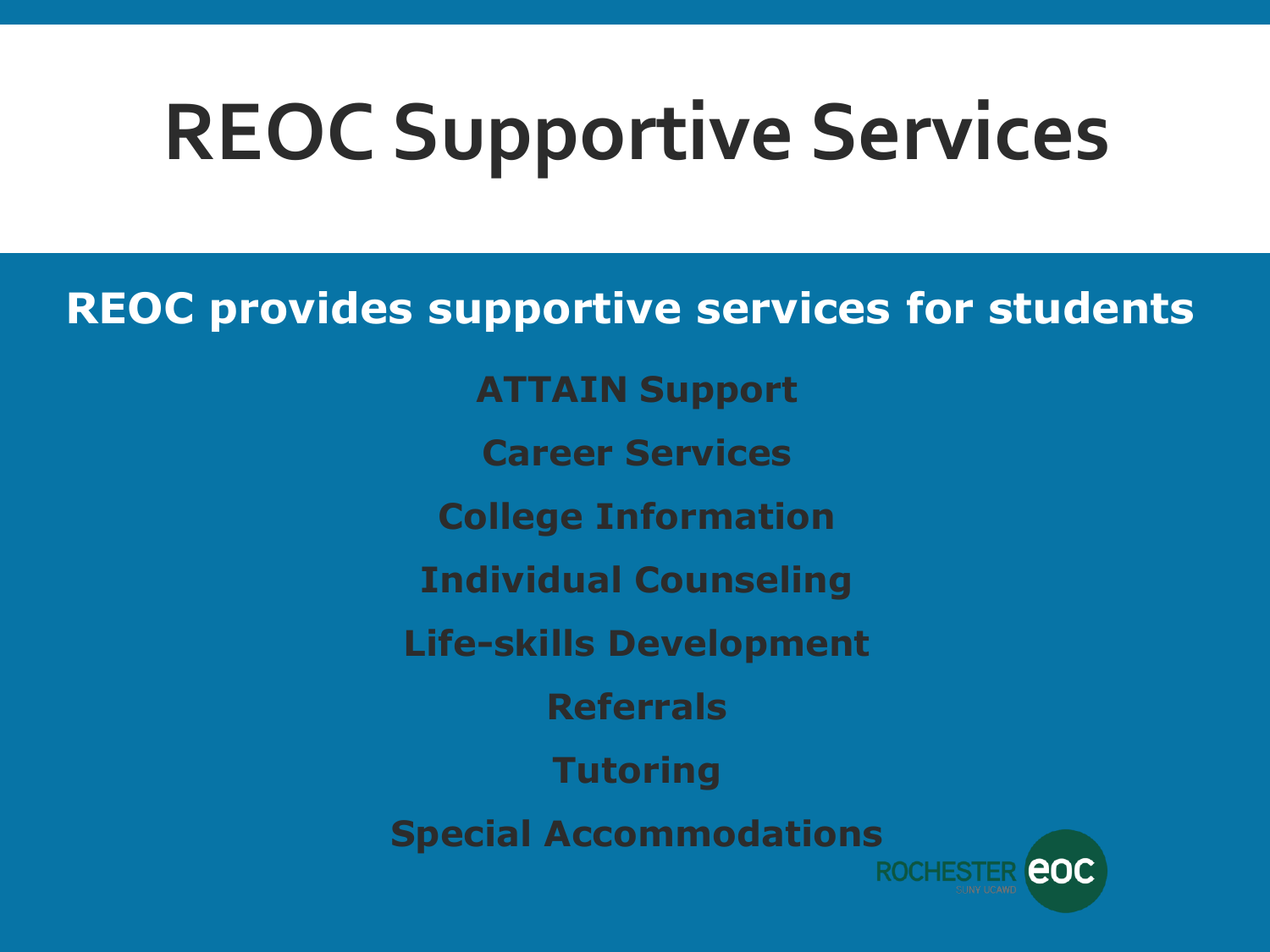# REOC Supportive Services

**REOC provides supportive services for students**

**ATTAIN Support**

**Career Services**

**College Information**

**Individual Counseling**

**Life-skills Development**

**Referrals**

**Tutoring**

**Special Accommodations**

ROCHESTER eoc
SUNY UCAWD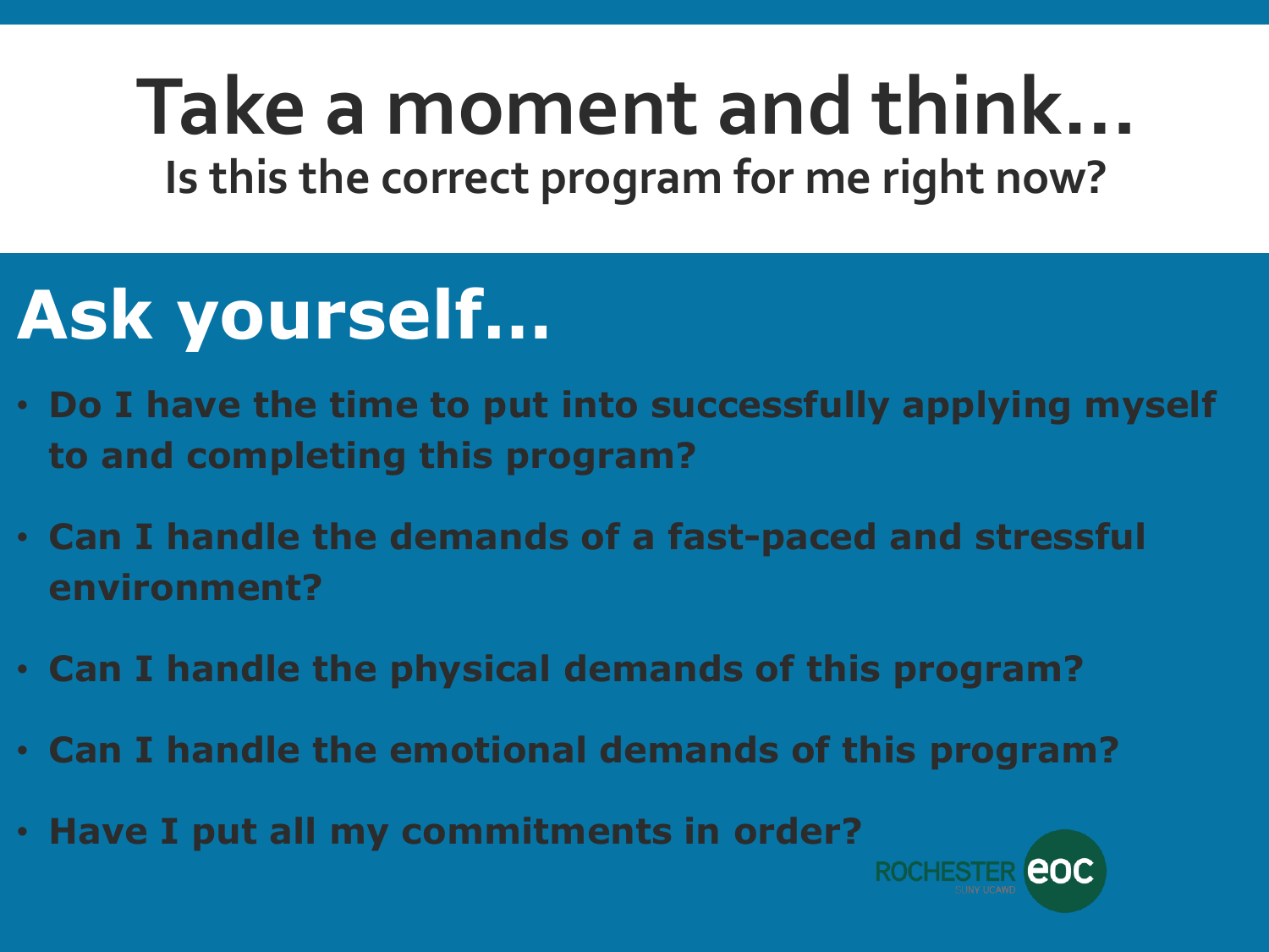# Take a moment and think…

## Is this the correct program for me right now?

## Ask yourself…

- **Do I have the time to put into successfully applying myself to and completing this program?**
- **Can I handle the demands of a fast-paced and stressful environment?**
- **Can I handle the physical demands of this program?**
- **Can I handle the emotional demands of this program?**
- **Have I put all my commitments in order?**

ROCHESTER eoc
SUNY UCAWD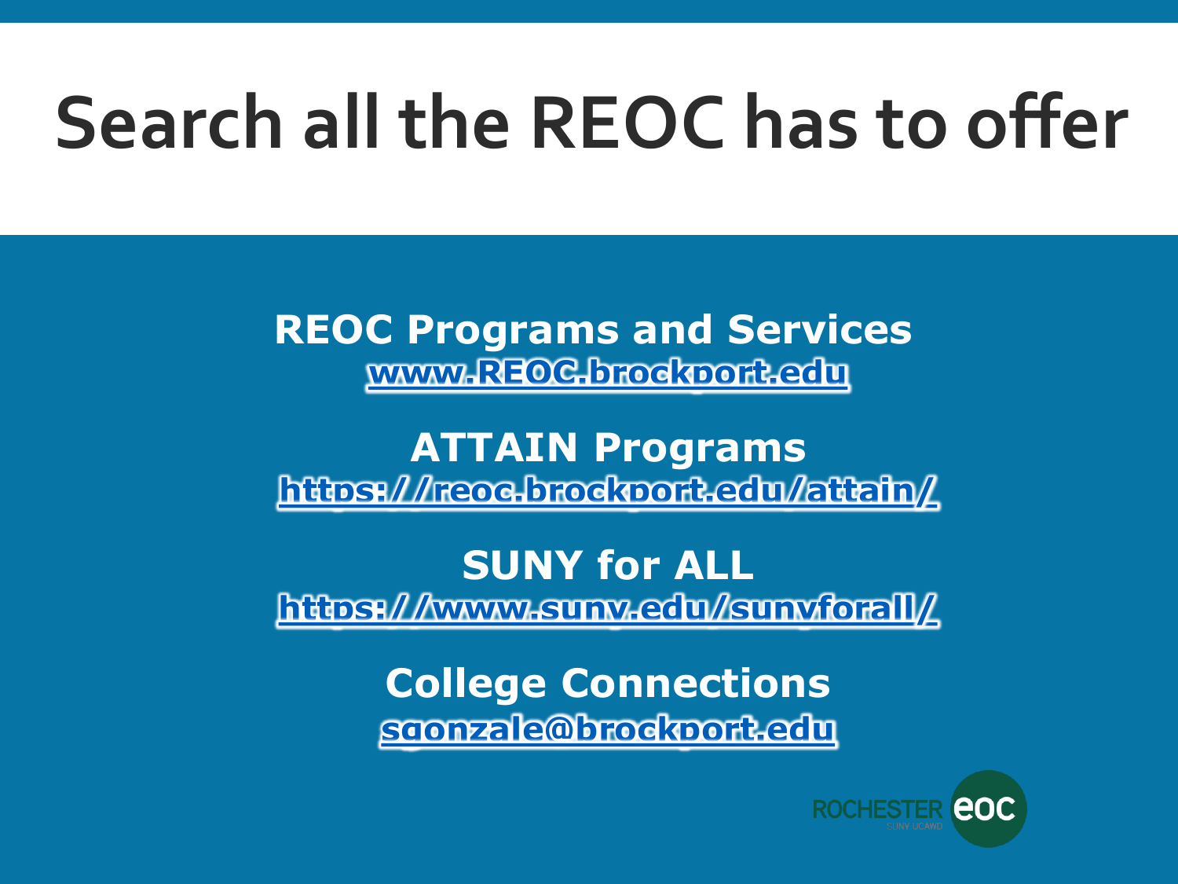# Search all the REOC has to offer

**REOC Programs and Services**
www.REOC.brockport.edu

**ATTAIN Programs**
https://reoc.brockport.edu/attain/

**SUNY for ALL**
https://www.suny.edu/sunyforall/

**College Connections**
sgonzale@brockport.edu

ROCHESTER eoc
SUNY UCAWD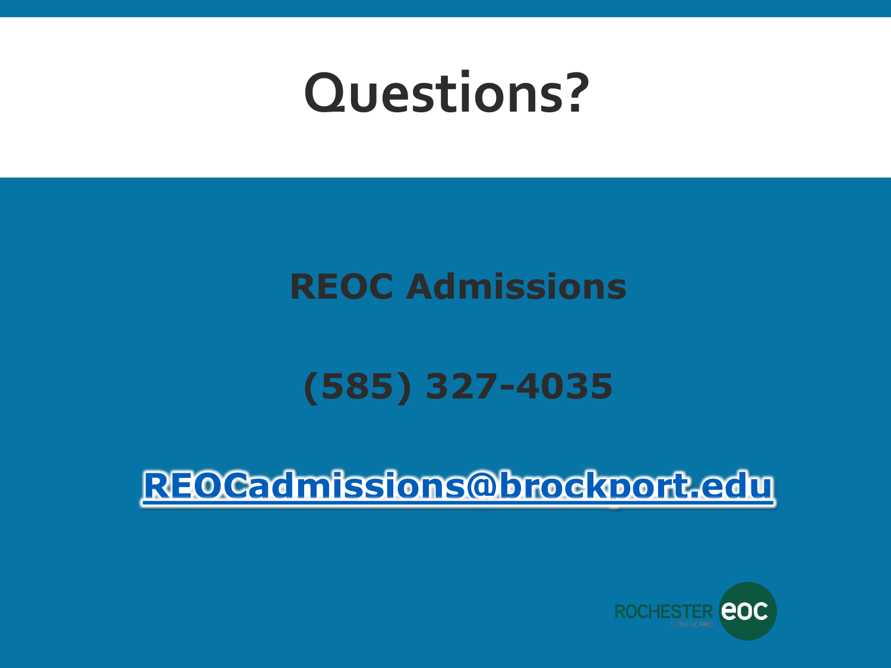# Questions?

**REOC Admissions**

**(585) 327-4035**

**REOCadmissions@brockport.edu**

ROCHESTER eoc
SUNY UCAWD